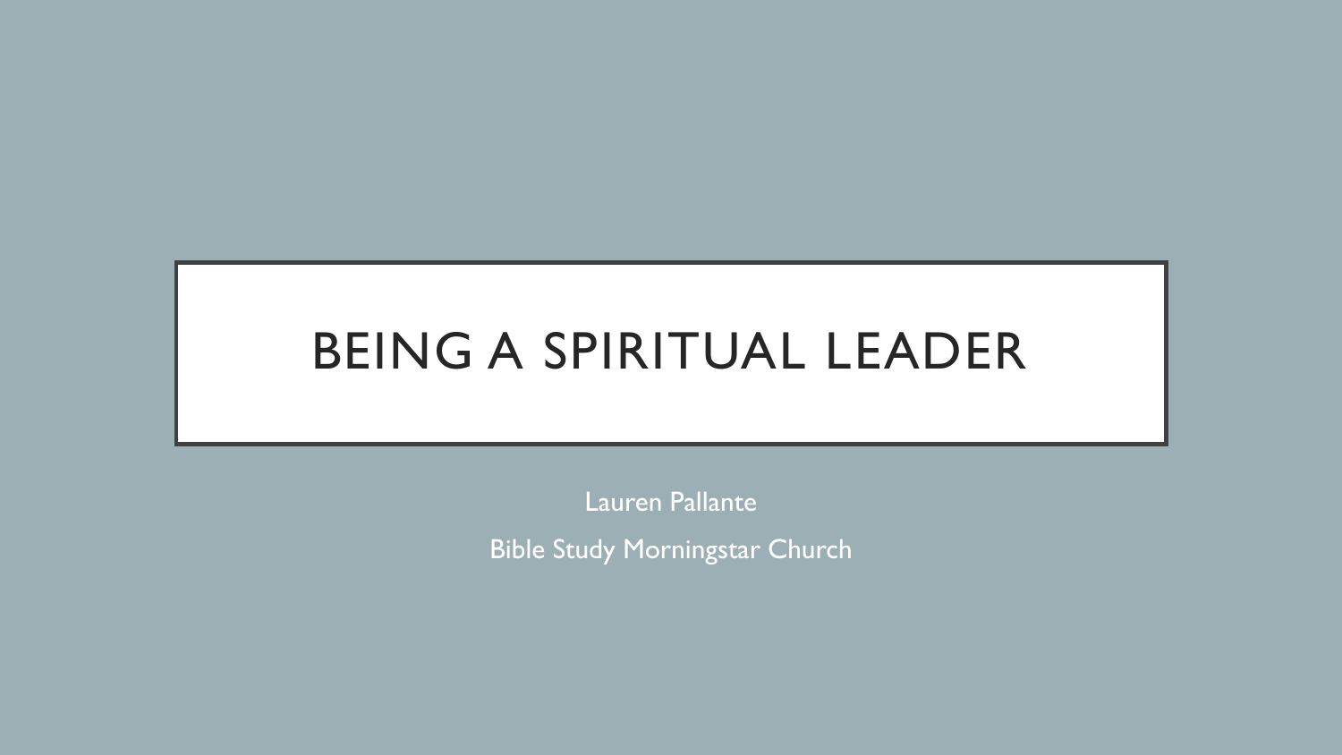# BEING A SPIRITUAL LEADER

Lauren Pallante

Bible Study Morningstar Church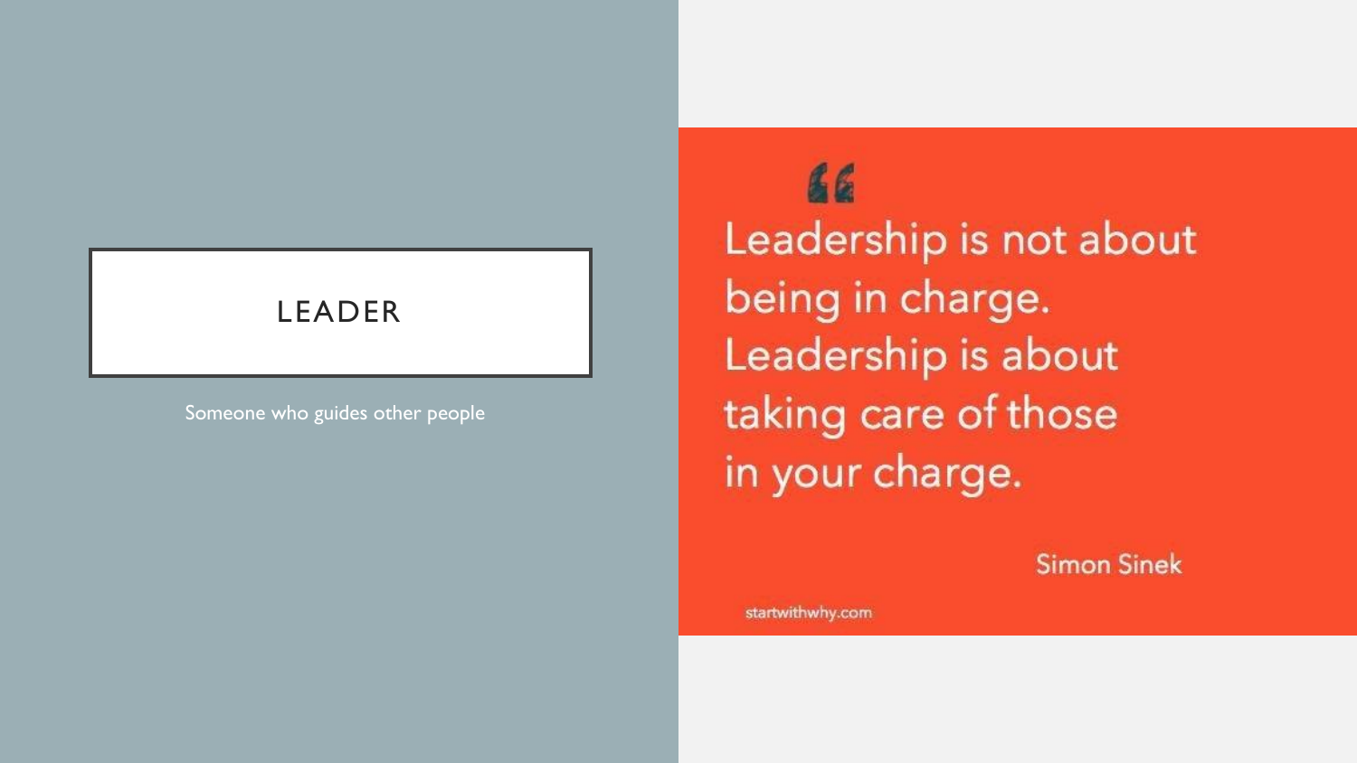# LEADER

Someone who guides other people

> "Leadership is not about being in charge. Leadership is about taking care of those in your charge.
>
> Simon Sinek

startwithwhy.com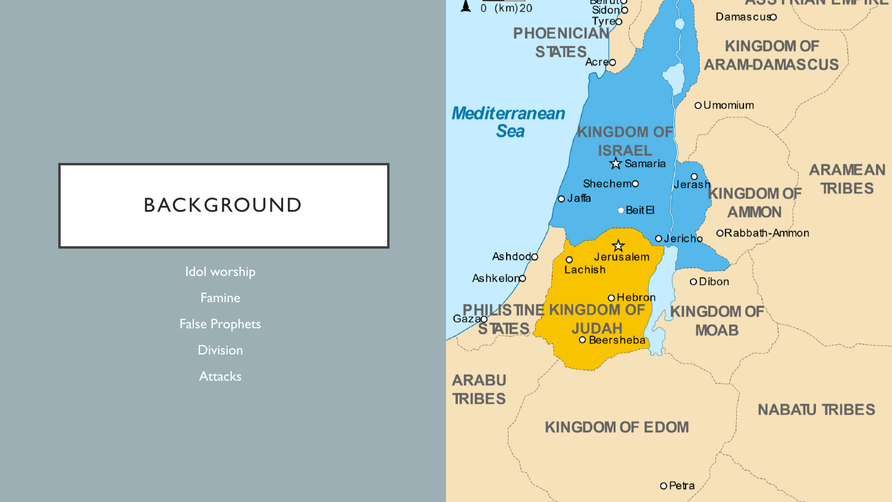# BACKGROUND

- Idol worship
- Famine
- False Prophets
- Division
- Attacks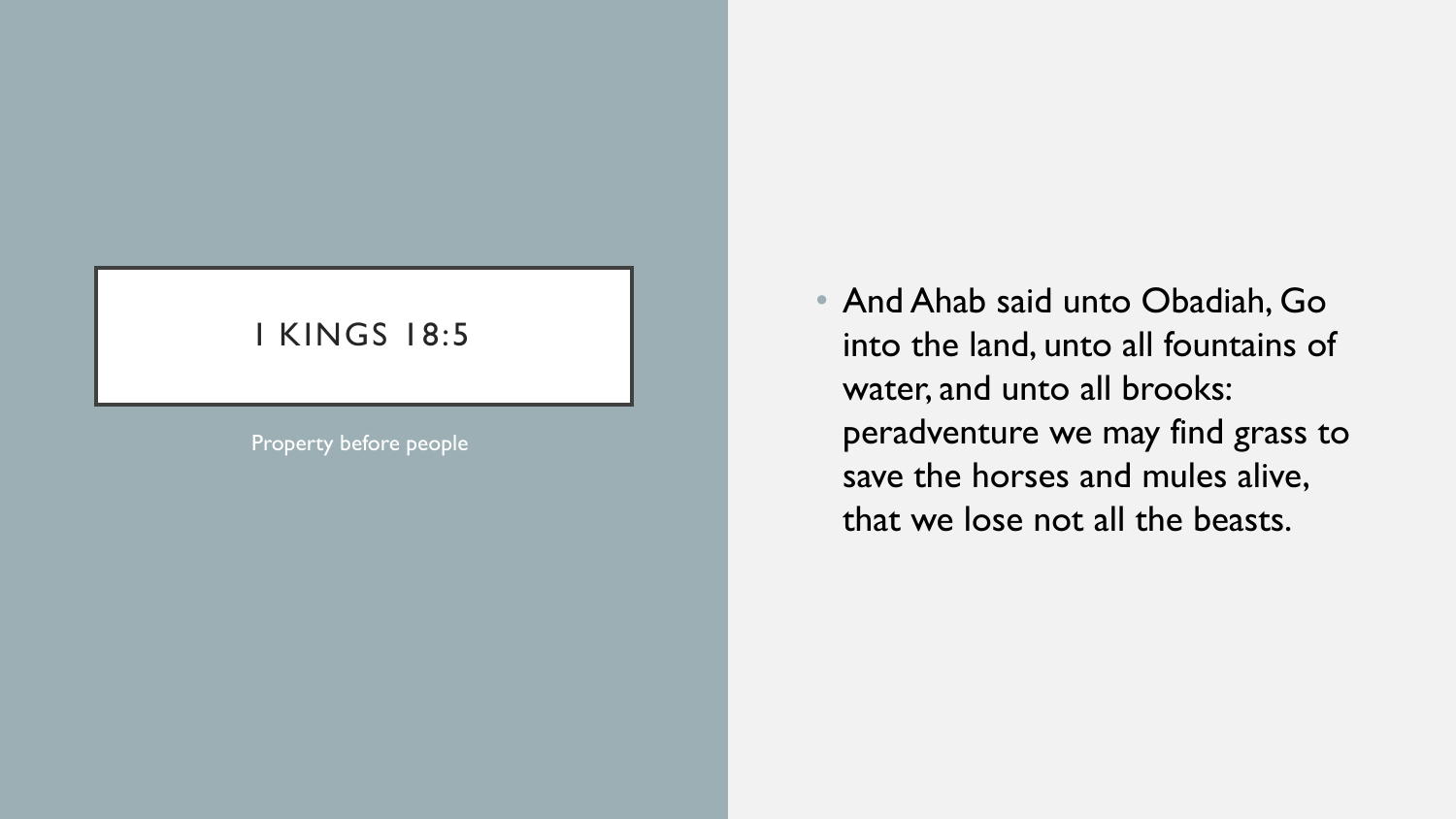# I KINGS 18:5

Property before people

- And Ahab said unto Obadiah, Go into the land, unto all fountains of water, and unto all brooks: peradventure we may find grass to save the horses and mules alive, that we lose not all the beasts.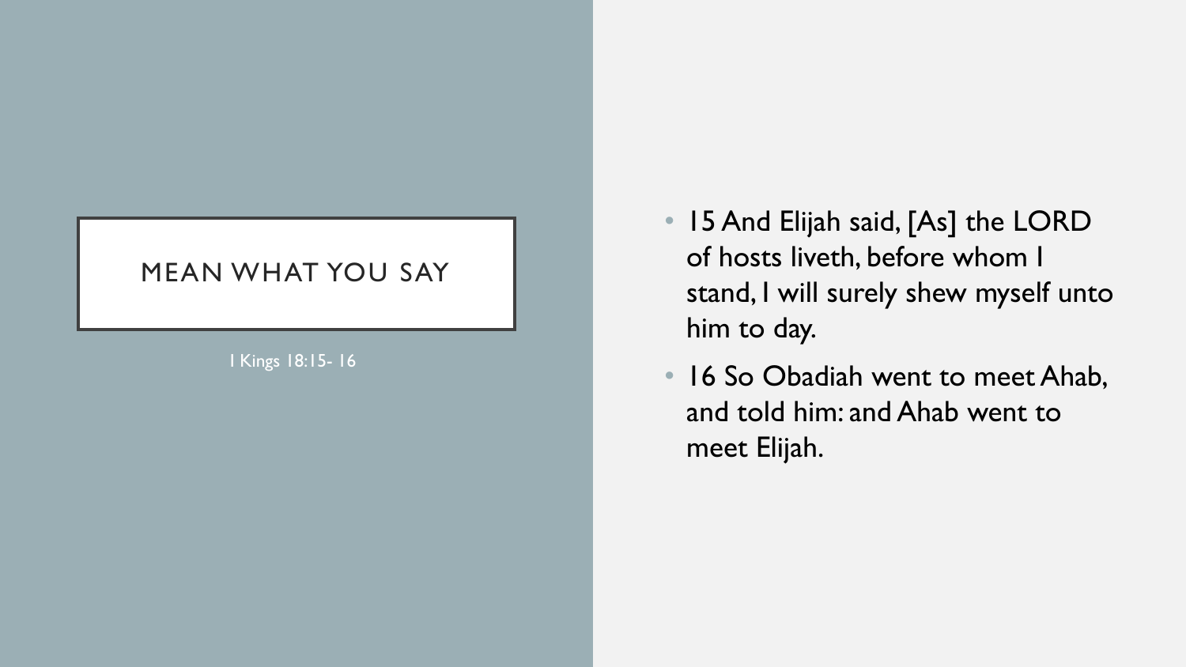# MEAN WHAT YOU SAY

I Kings 18:15- 16

- 15 And Elijah said, [As] the LORD of hosts liveth, before whom I stand, I will surely shew myself unto him to day.
- 16 So Obadiah went to meet Ahab, and told him: and Ahab went to meet Elijah.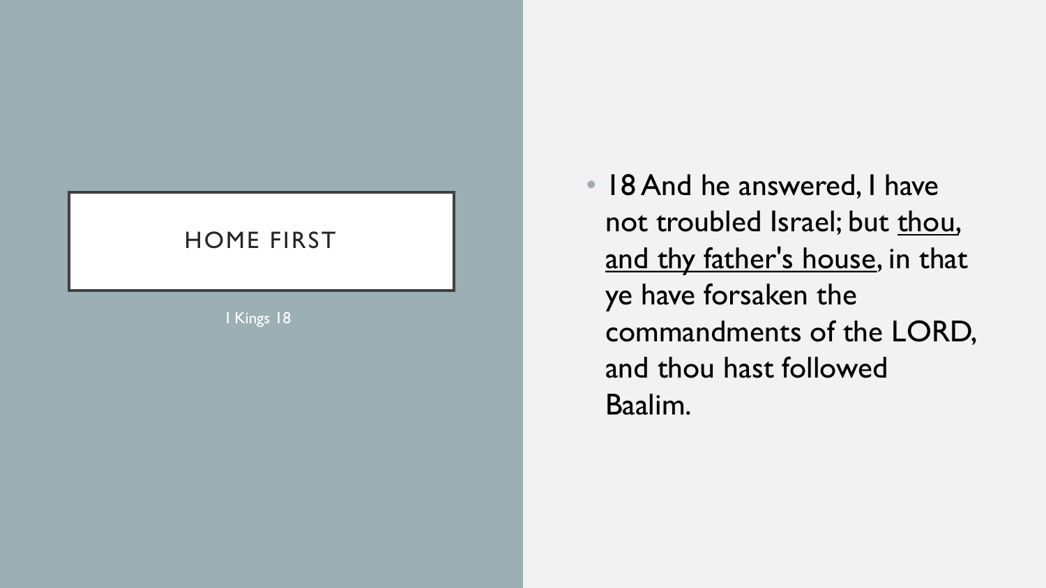# HOME FIRST

I Kings 18

- 18 And he answered, I have not troubled Israel; but <u>thou, and thy father's house</u>, in that ye have forsaken the commandments of the LORD, and thou hast followed Baalim.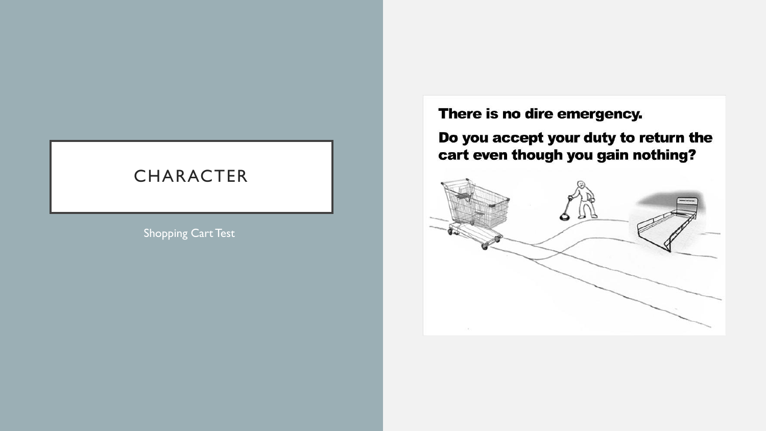# CHARACTER

Shopping Cart Test

**There is no dire emergency.**

**Do you accept your duty to return the cart even though you gain nothing?**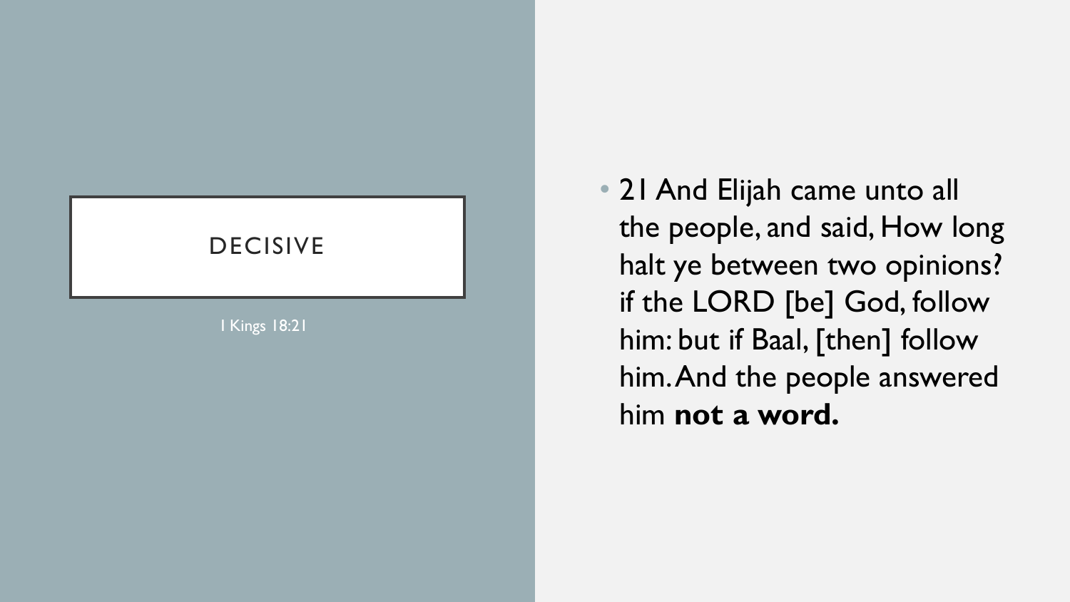# DECISIVE

I Kings 18:21

- 21 And Elijah came unto all the people, and said, How long halt ye between two opinions? if the LORD [be] God, follow him: but if Baal, [then] follow him. And the people answered him **not a word.**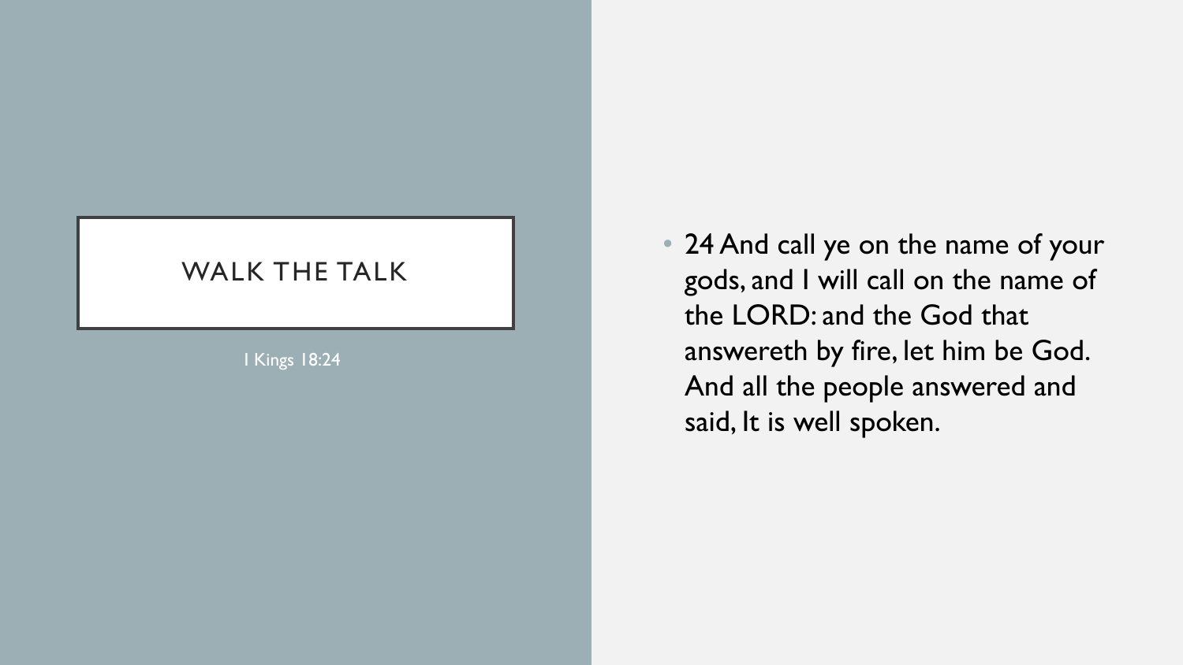# WALK THE TALK

I Kings 18:24

- 24 And call ye on the name of your gods, and I will call on the name of the LORD: and the God that answereth by fire, let him be God. And all the people answered and said, It is well spoken.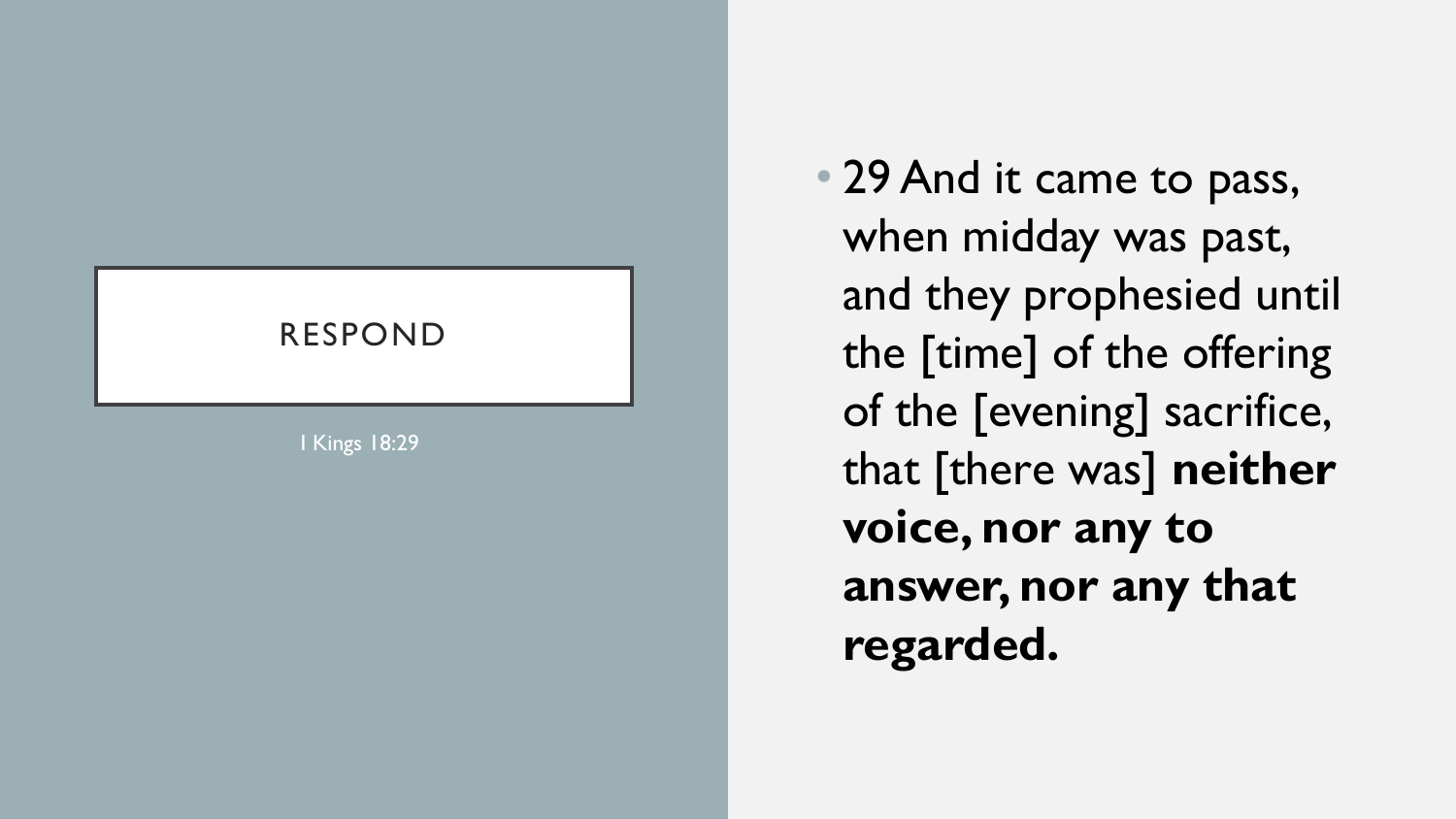# RESPOND

I Kings 18:29

- 29 And it came to pass, when midday was past, and they prophesied until the [time] of the offering of the [evening] sacrifice, that [there was] **neither voice, nor any to answer, nor any that regarded.**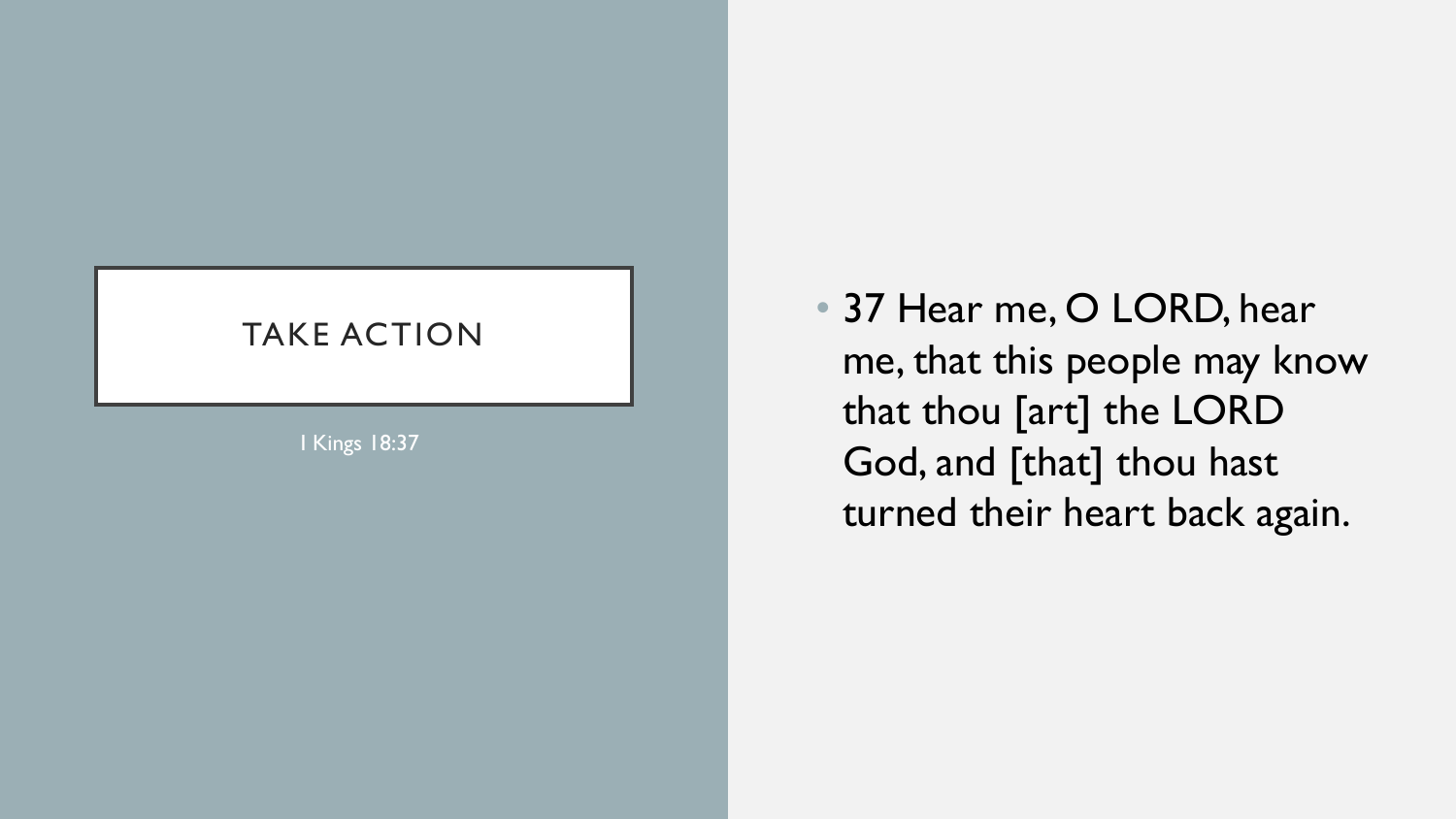# TAKE ACTION

I Kings 18:37

- 37 Hear me, O LORD, hear me, that this people may know that thou [art] the LORD God, and [that] thou hast turned their heart back again.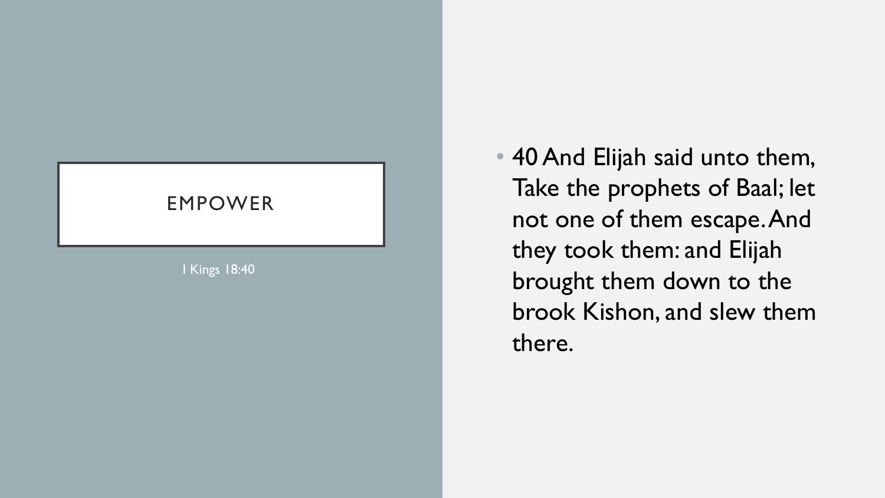# EMPOWER

I Kings 18:40

- 40 And Elijah said unto them, Take the prophets of Baal; let not one of them escape. And they took them: and Elijah brought them down to the brook Kishon, and slew them there.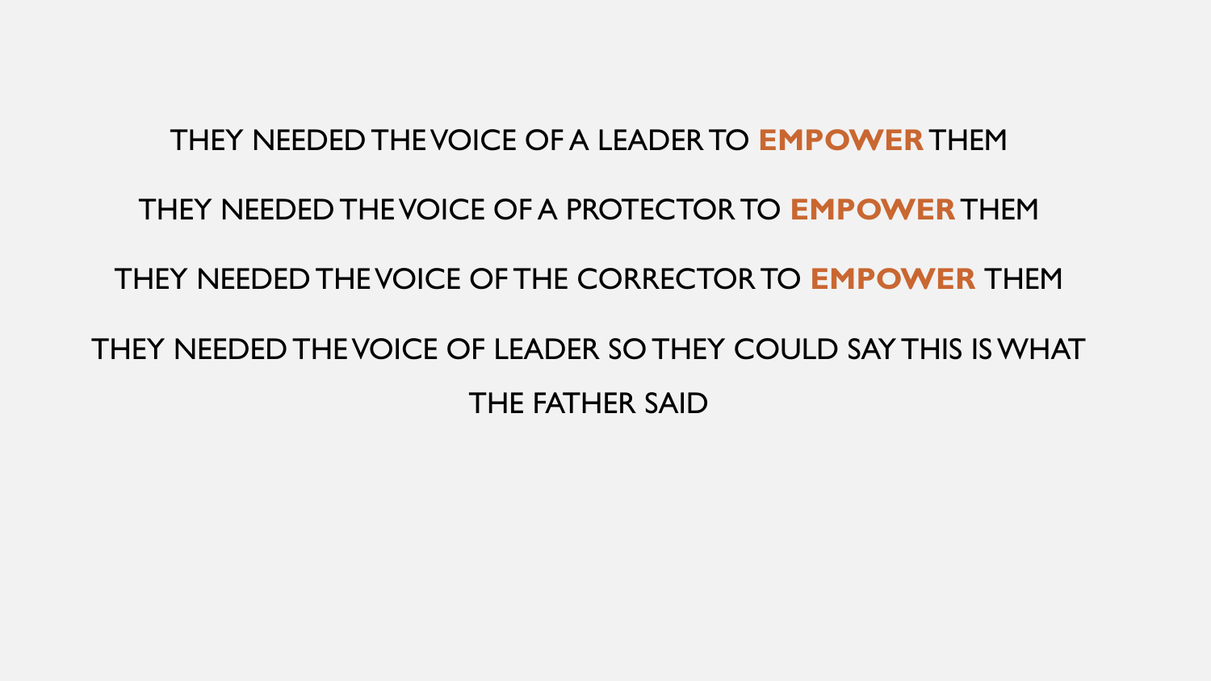THEY NEEDED THE VOICE OF A LEADER TO **EMPOWER** THEM

THEY NEEDED THE VOICE OF A PROTECTOR TO **EMPOWER** THEM

THEY NEEDED THE VOICE OF THE CORRECTOR TO **EMPOWER** THEM

THEY NEEDED THE VOICE OF LEADER SO THEY COULD SAY THIS IS WHAT THE FATHER SAID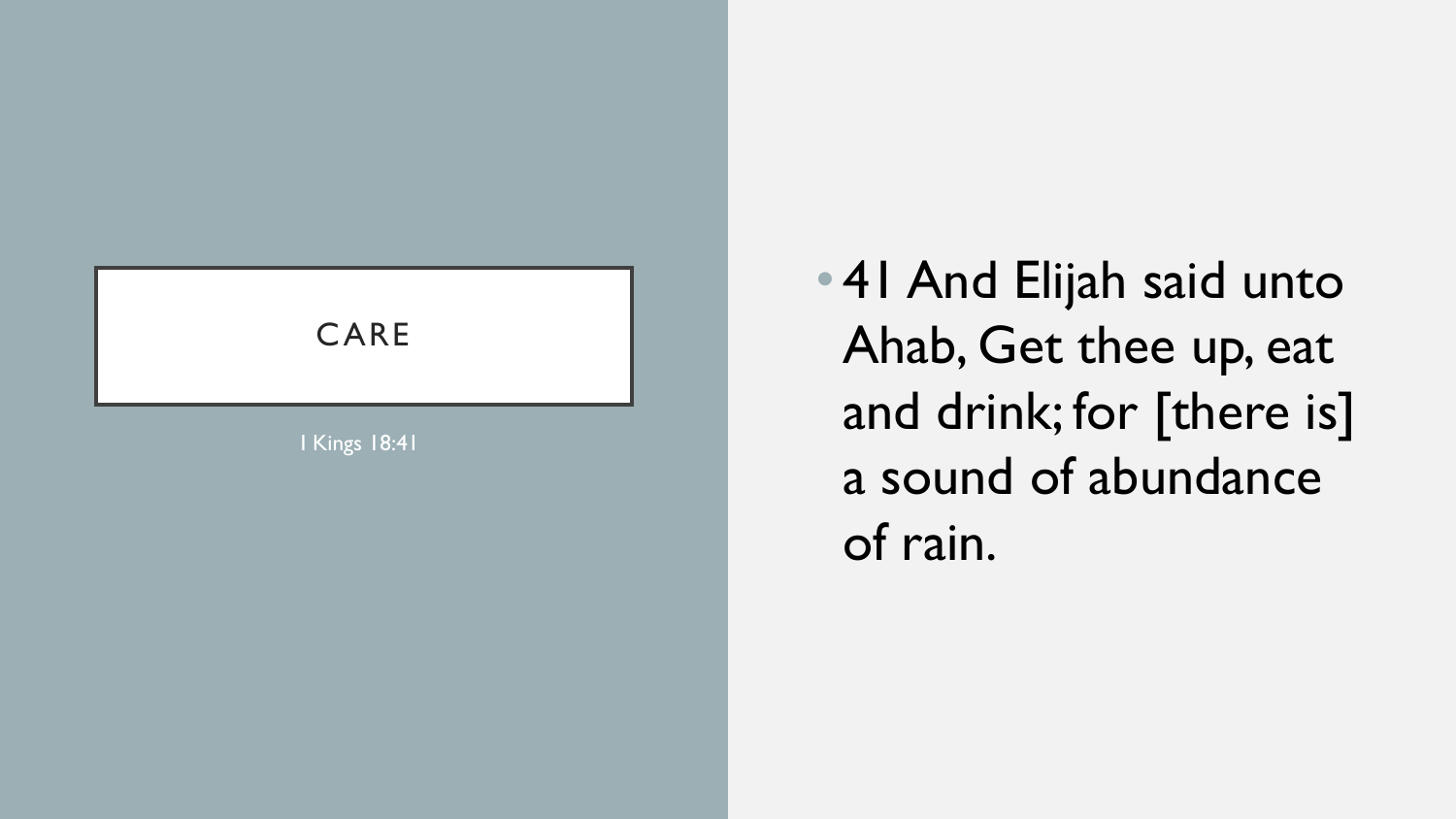# CARE

1 Kings 18:41

- 41 And Elijah said unto Ahab, Get thee up, eat and drink; for [there is] a sound of abundance of rain.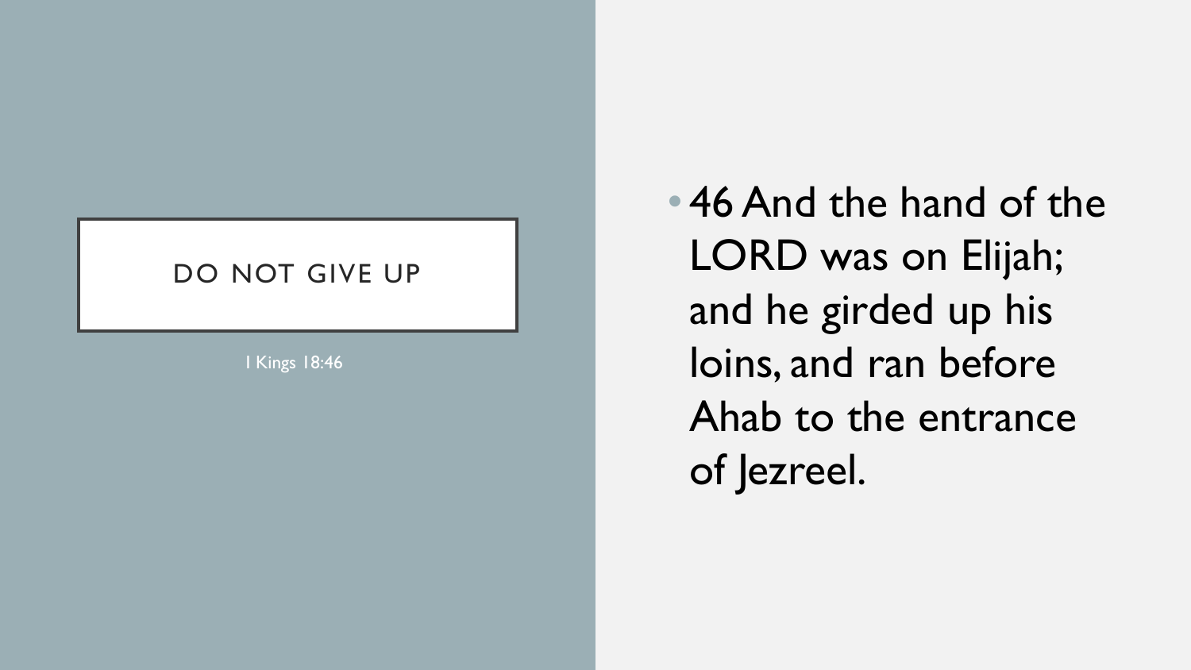# DO NOT GIVE UP

I Kings 18:46

- 46 And the hand of the LORD was on Elijah; and he girded up his loins, and ran before Ahab to the entrance of Jezreel.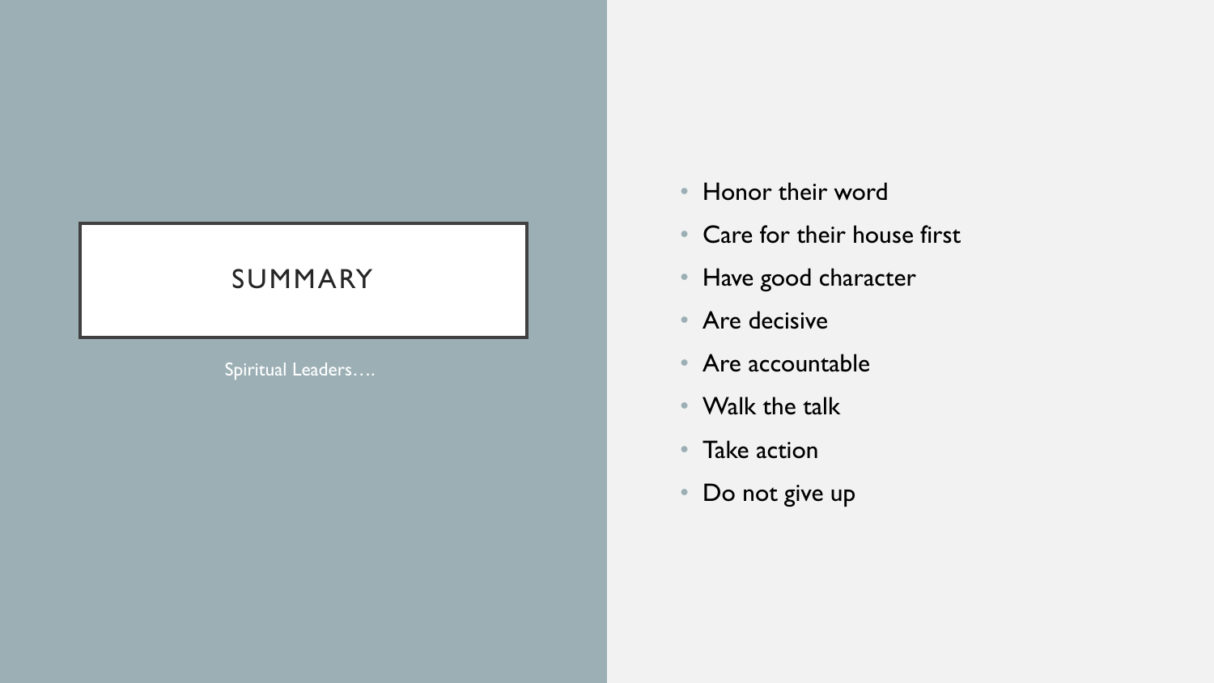# SUMMARY

Spiritual Leaders….

- Honor their word
- Care for their house first
- Have good character
- Are decisive
- Are accountable
- Walk the talk
- Take action
- Do not give up